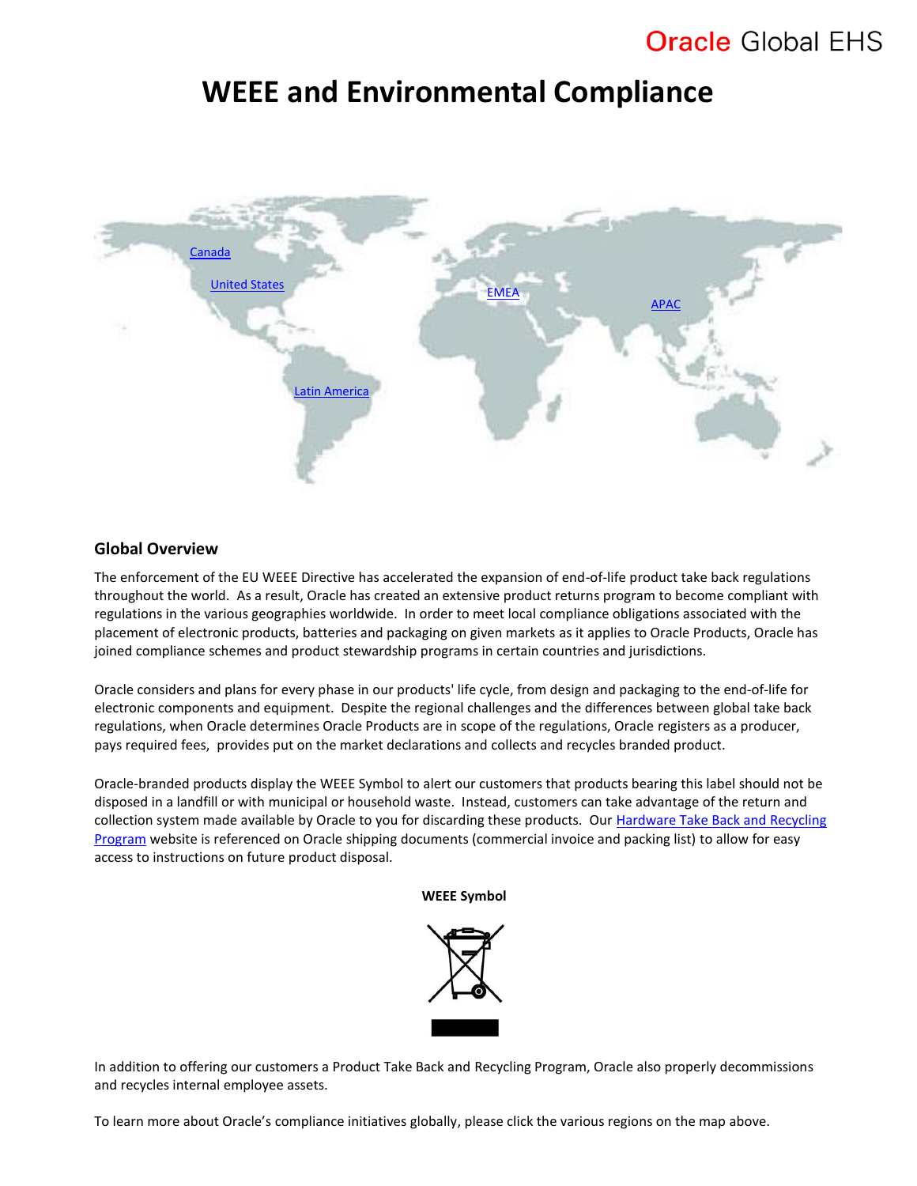Oracle Global EHS

# WEEE and Environmental Compliance

Canada

United States

EMEA

APAC

Latin America

## Global Overview

The enforcement of the EU WEEE Directive has accelerated the expansion of end-of-life product take back regulations throughout the world. As a result, Oracle has created an extensive product returns program to become compliant with regulations in the various geographies worldwide. In order to meet local compliance obligations associated with the placement of electronic products, batteries and packaging on given markets as it applies to Oracle Products, Oracle has joined compliance schemes and product stewardship programs in certain countries and jurisdictions.

Oracle considers and plans for every phase in our products' life cycle, from design and packaging to the end-of-life for electronic components and equipment. Despite the regional challenges and the differences between global take back regulations, when Oracle determines Oracle Products are in scope of the regulations, Oracle registers as a producer, pays required fees, provides put on the market declarations and collects and recycles branded product.

Oracle-branded products display the WEEE Symbol to alert our customers that products bearing this label should not be disposed in a landfill or with municipal or household waste. Instead, customers can take advantage of the return and collection system made available by Oracle to you for discarding these products. Our Hardware Take Back and Recycling Program website is referenced on Oracle shipping documents (commercial invoice and packing list) to allow for easy access to instructions on future product disposal.

**WEEE Symbol**

In addition to offering our customers a Product Take Back and Recycling Program, Oracle also properly decommissions and recycles internal employee assets.

To learn more about Oracle's compliance initiatives globally, please click the various regions on the map above.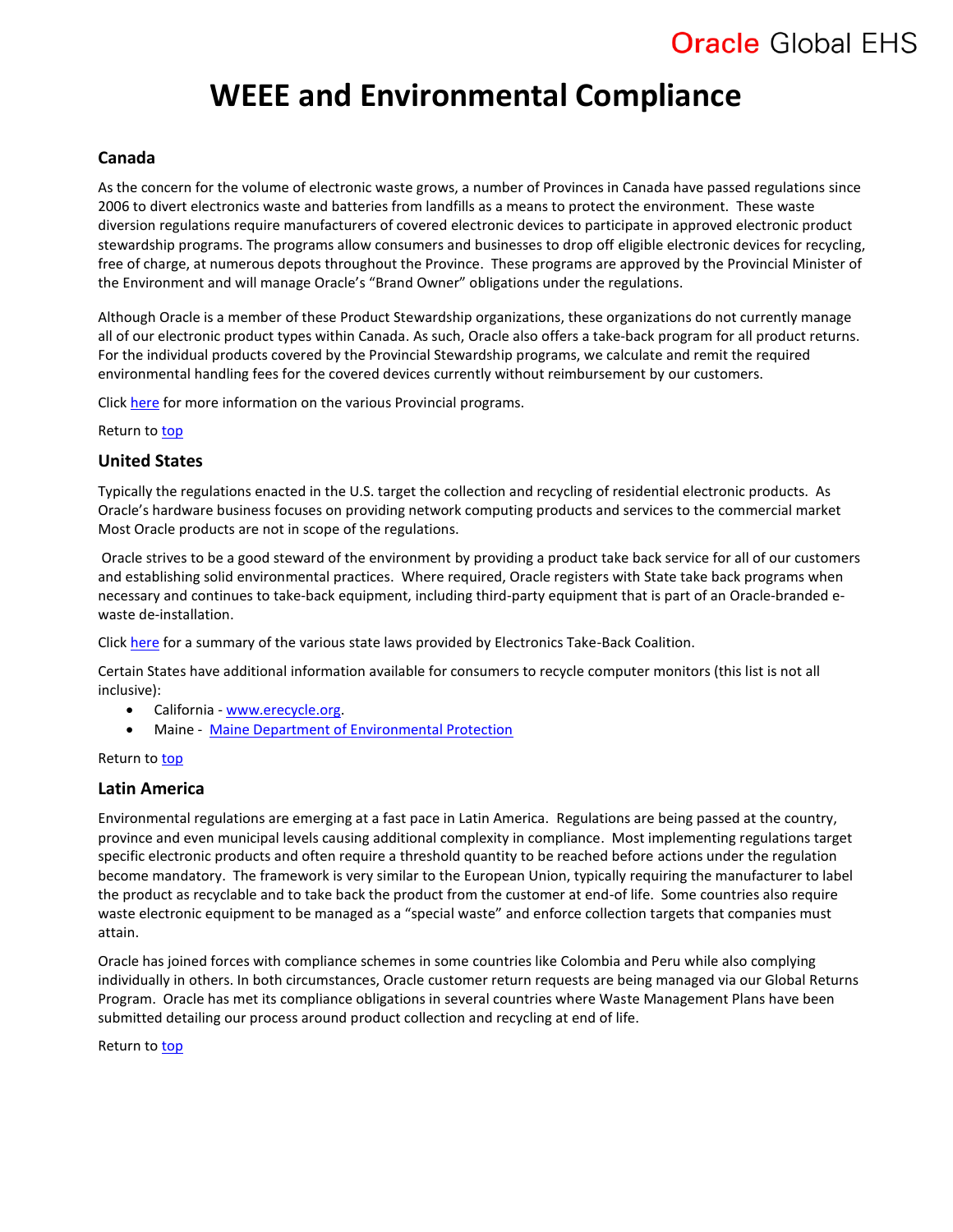# WEEE and Environmental Compliance

## Canada

As the concern for the volume of electronic waste grows, a number of Provinces in Canada have passed regulations since 2006 to divert electronics waste and batteries from landfills as a means to protect the environment. These waste diversion regulations require manufacturers of covered electronic devices to participate in approved electronic product stewardship programs. The programs allow consumers and businesses to drop off eligible electronic devices for recycling, free of charge, at numerous depots throughout the Province. These programs are approved by the Provincial Minister of the Environment and will manage Oracle's "Brand Owner" obligations under the regulations.

Although Oracle is a member of these Product Stewardship organizations, these organizations do not currently manage all of our electronic product types within Canada. As such, Oracle also offers a take-back program for all product returns. For the individual products covered by the Provincial Stewardship programs, we calculate and remit the required environmental handling fees for the covered devices currently without reimbursement by our customers.

Click here for more information on the various Provincial programs.

Return to top

## United States

Typically the regulations enacted in the U.S. target the collection and recycling of residential electronic products. As Oracle's hardware business focuses on providing network computing products and services to the commercial market Most Oracle products are not in scope of the regulations.

Oracle strives to be a good steward of the environment by providing a product take back service for all of our customers and establishing solid environmental practices. Where required, Oracle registers with State take back programs when necessary and continues to take-back equipment, including third-party equipment that is part of an Oracle-branded e-waste de-installation.

Click here for a summary of the various state laws provided by Electronics Take-Back Coalition.

Certain States have additional information available for consumers to recycle computer monitors (this list is not all inclusive):

- California - www.erecycle.org.
- Maine - Maine Department of Environmental Protection

Return to top

## Latin America

Environmental regulations are emerging at a fast pace in Latin America. Regulations are being passed at the country, province and even municipal levels causing additional complexity in compliance. Most implementing regulations target specific electronic products and often require a threshold quantity to be reached before actions under the regulation become mandatory. The framework is very similar to the European Union, typically requiring the manufacturer to label the product as recyclable and to take back the product from the customer at end-of life. Some countries also require waste electronic equipment to be managed as a "special waste" and enforce collection targets that companies must attain.

Oracle has joined forces with compliance schemes in some countries like Colombia and Peru while also complying individually in others. In both circumstances, Oracle customer return requests are being managed via our Global Returns Program. Oracle has met its compliance obligations in several countries where Waste Management Plans have been submitted detailing our process around product collection and recycling at end of life.

Return to top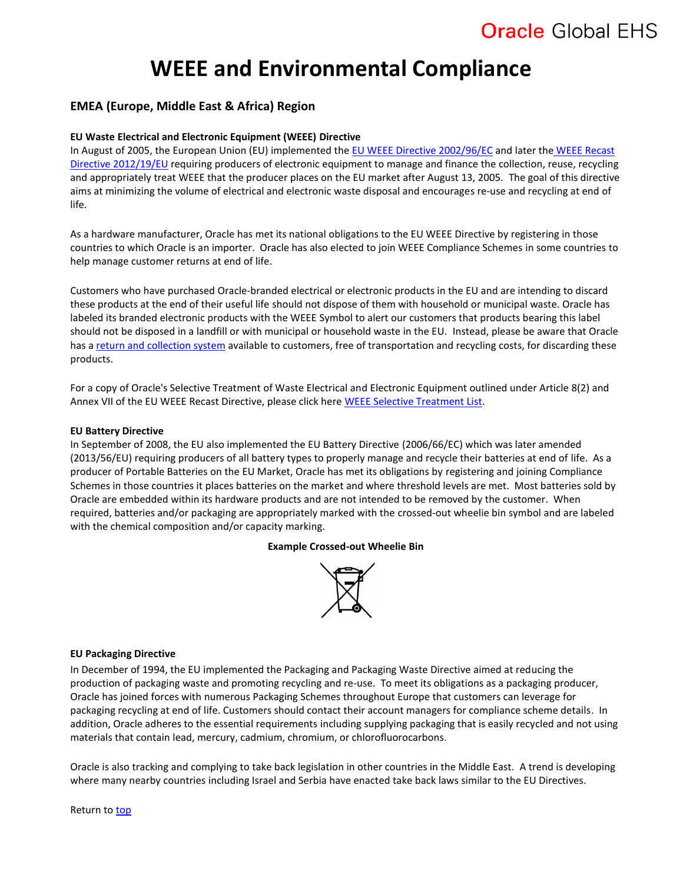# WEEE and Environmental Compliance

## EMEA (Europe, Middle East & Africa) Region

**EU Waste Electrical and Electronic Equipment (WEEE) Directive**

In August of 2005, the European Union (EU) implemented the EU WEEE Directive 2002/96/EC and later the WEEE Recast Directive 2012/19/EU requiring producers of electronic equipment to manage and finance the collection, reuse, recycling and appropriately treat WEEE that the producer places on the EU market after August 13, 2005. The goal of this directive aims at minimizing the volume of electrical and electronic waste disposal and encourages re-use and recycling at end of life.

As a hardware manufacturer, Oracle has met its national obligations to the EU WEEE Directive by registering in those countries to which Oracle is an importer. Oracle has also elected to join WEEE Compliance Schemes in some countries to help manage customer returns at end of life.

Customers who have purchased Oracle-branded electrical or electronic products in the EU and are intending to discard these products at the end of their useful life should not dispose of them with household or municipal waste. Oracle has labeled its branded electronic products with the WEEE Symbol to alert our customers that products bearing this label should not be disposed in a landfill or with municipal or household waste in the EU. Instead, please be aware that Oracle has a return and collection system available to customers, free of transportation and recycling costs, for discarding these products.

For a copy of Oracle's Selective Treatment of Waste Electrical and Electronic Equipment outlined under Article 8(2) and Annex VII of the EU WEEE Recast Directive, please click here WEEE Selective Treatment List.

**EU Battery Directive**

In September of 2008, the EU also implemented the EU Battery Directive (2006/66/EC) which was later amended (2013/56/EU) requiring producers of all battery types to properly manage and recycle their batteries at end of life. As a producer of Portable Batteries on the EU Market, Oracle has met its obligations by registering and joining Compliance Schemes in those countries it places batteries on the market and where threshold levels are met. Most batteries sold by Oracle are embedded within its hardware products and are not intended to be removed by the customer. When required, batteries and/or packaging are appropriately marked with the crossed-out wheelie bin symbol and are labeled with the chemical composition and/or capacity marking.

**Example Crossed-out Wheelie Bin**

**EU Packaging Directive**

In December of 1994, the EU implemented the Packaging and Packaging Waste Directive aimed at reducing the production of packaging waste and promoting recycling and re-use. To meet its obligations as a packaging producer, Oracle has joined forces with numerous Packaging Schemes throughout Europe that customers can leverage for packaging recycling at end of life. Customers should contact their account managers for compliance scheme details. In addition, Oracle adheres to the essential requirements including supplying packaging that is easily recycled and not using materials that contain lead, mercury, cadmium, chromium, or chlorofluorocarbons.

Oracle is also tracking and complying to take back legislation in other countries in the Middle East. A trend is developing where many nearby countries including Israel and Serbia have enacted take back laws similar to the EU Directives.

Return to top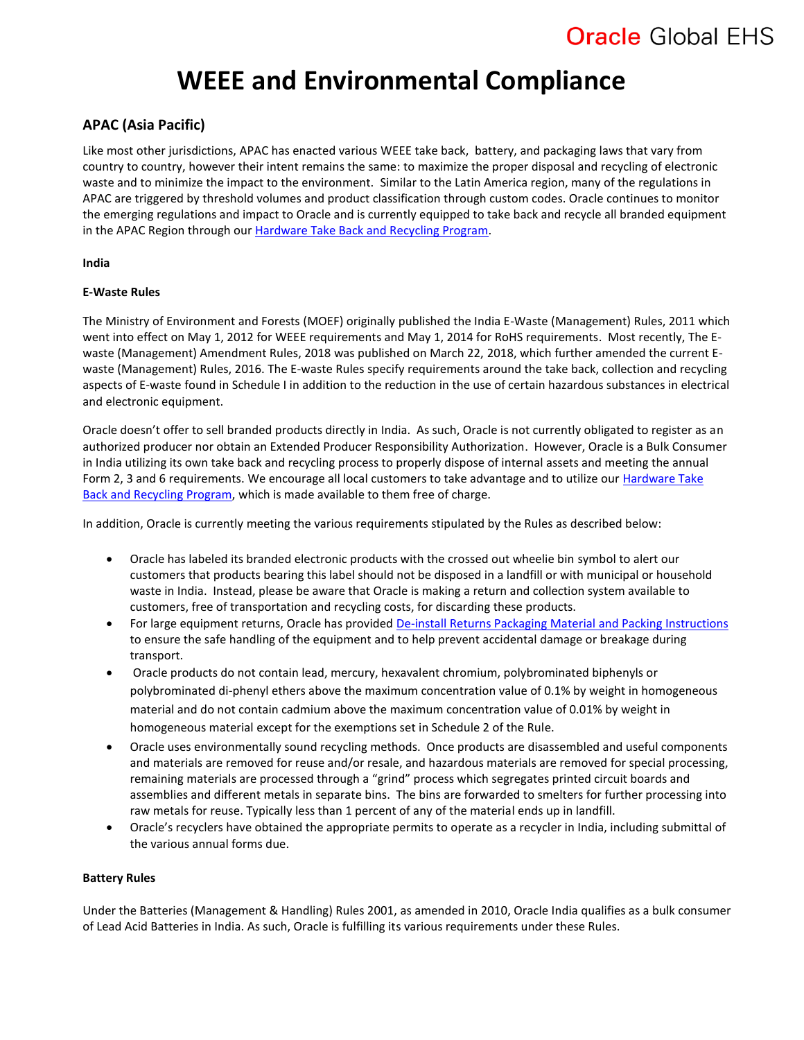# WEEE and Environmental Compliance

## APAC (Asia Pacific)

Like most other jurisdictions, APAC has enacted various WEEE take back, battery, and packaging laws that vary from country to country, however their intent remains the same: to maximize the proper disposal and recycling of electronic waste and to minimize the impact to the environment. Similar to the Latin America region, many of the regulations in APAC are triggered by threshold volumes and product classification through custom codes. Oracle continues to monitor the emerging regulations and impact to Oracle and is currently equipped to take back and recycle all branded equipment in the APAC Region through our Hardware Take Back and Recycling Program.

**India**

**E-Waste Rules**

The Ministry of Environment and Forests (MOEF) originally published the India E-Waste (Management) Rules, 2011 which went into effect on May 1, 2012 for WEEE requirements and May 1, 2014 for RoHS requirements. Most recently, The E-waste (Management) Amendment Rules, 2018 was published on March 22, 2018, which further amended the current E-waste (Management) Rules, 2016. The E-waste Rules specify requirements around the take back, collection and recycling aspects of E-waste found in Schedule I in addition to the reduction in the use of certain hazardous substances in electrical and electronic equipment.

Oracle doesn't offer to sell branded products directly in India. As such, Oracle is not currently obligated to register as an authorized producer nor obtain an Extended Producer Responsibility Authorization. However, Oracle is a Bulk Consumer in India utilizing its own take back and recycling process to properly dispose of internal assets and meeting the annual Form 2, 3 and 6 requirements. We encourage all local customers to take advantage and to utilize our Hardware Take Back and Recycling Program, which is made available to them free of charge.

In addition, Oracle is currently meeting the various requirements stipulated by the Rules as described below:

- Oracle has labeled its branded electronic products with the crossed out wheelie bin symbol to alert our customers that products bearing this label should not be disposed in a landfill or with municipal or household waste in India. Instead, please be aware that Oracle is making a return and collection system available to customers, free of transportation and recycling costs, for discarding these products.
- For large equipment returns, Oracle has provided De-install Returns Packaging Material and Packing Instructions to ensure the safe handling of the equipment and to help prevent accidental damage or breakage during transport.
- Oracle products do not contain lead, mercury, hexavalent chromium, polybrominated biphenyls or polybrominated di-phenyl ethers above the maximum concentration value of 0.1% by weight in homogeneous material and do not contain cadmium above the maximum concentration value of 0.01% by weight in homogeneous material except for the exemptions set in Schedule 2 of the Rule.
- Oracle uses environmentally sound recycling methods. Once products are disassembled and useful components and materials are removed for reuse and/or resale, and hazardous materials are removed for special processing, remaining materials are processed through a "grind" process which segregates printed circuit boards and assemblies and different metals in separate bins. The bins are forwarded to smelters for further processing into raw metals for reuse. Typically less than 1 percent of any of the material ends up in landfill.
- Oracle's recyclers have obtained the appropriate permits to operate as a recycler in India, including submittal of the various annual forms due.

**Battery Rules**

Under the Batteries (Management & Handling) Rules 2001, as amended in 2010, Oracle India qualifies as a bulk consumer of Lead Acid Batteries in India. As such, Oracle is fulfilling its various requirements under these Rules.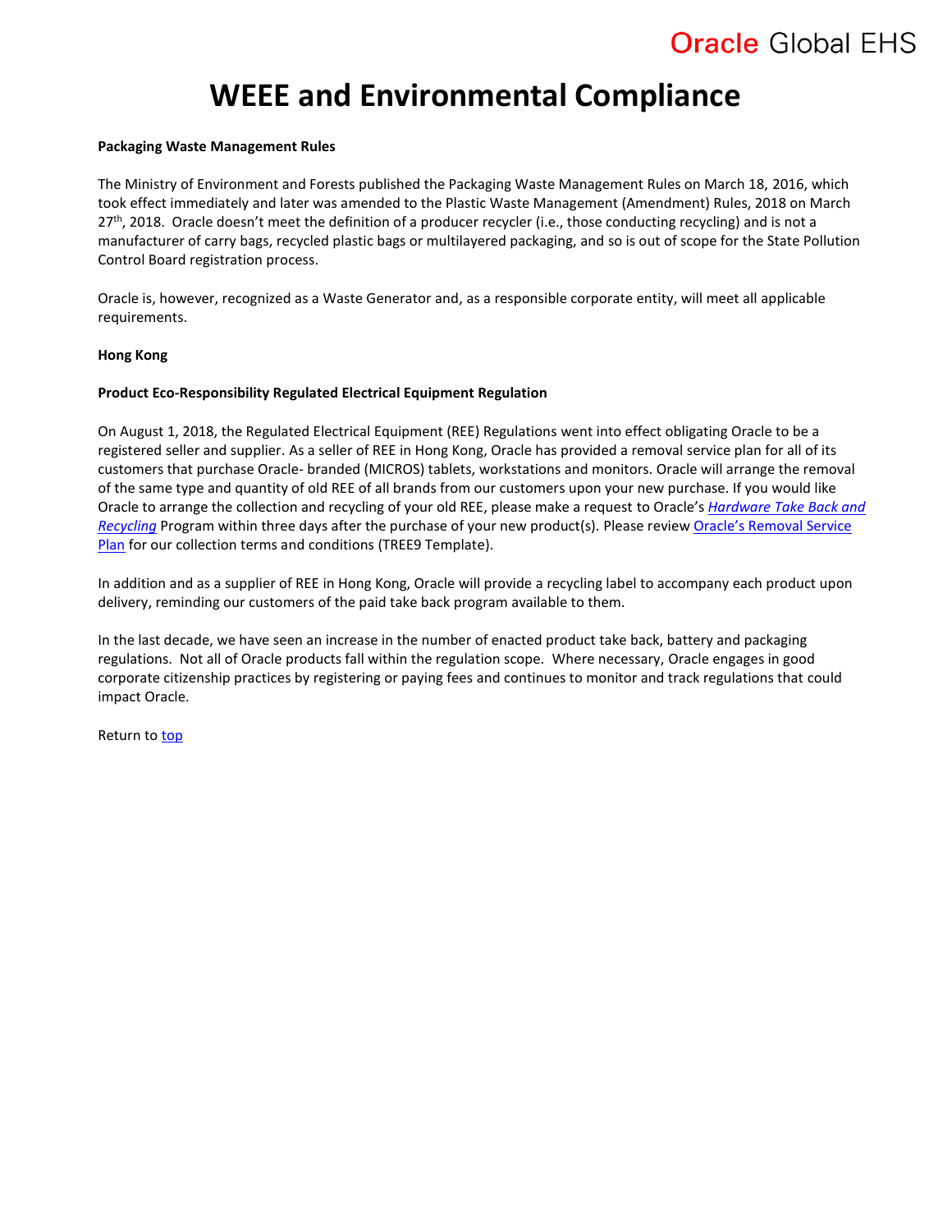# WEEE and Environmental Compliance

**Packaging Waste Management Rules**

The Ministry of Environment and Forests published the Packaging Waste Management Rules on March 18, 2016, which took effect immediately and later was amended to the Plastic Waste Management (Amendment) Rules, 2018 on March 27th, 2018. Oracle doesn't meet the definition of a producer recycler (i.e., those conducting recycling) and is not a manufacturer of carry bags, recycled plastic bags or multilayered packaging, and so is out of scope for the State Pollution Control Board registration process.

Oracle is, however, recognized as a Waste Generator and, as a responsible corporate entity, will meet all applicable requirements.

**Hong Kong**

**Product Eco-Responsibility Regulated Electrical Equipment Regulation**

On August 1, 2018, the Regulated Electrical Equipment (REE) Regulations went into effect obligating Oracle to be a registered seller and supplier. As a seller of REE in Hong Kong, Oracle has provided a removal service plan for all of its customers that purchase Oracle- branded (MICROS) tablets, workstations and monitors. Oracle will arrange the removal of the same type and quantity of old REE of all brands from our customers upon your new purchase. If you would like Oracle to arrange the collection and recycling of your old REE, please make a request to Oracle's *Hardware Take Back and Recycling* Program within three days after the purchase of your new product(s). Please review Oracle's Removal Service Plan for our collection terms and conditions (TREE9 Template).

In addition and as a supplier of REE in Hong Kong, Oracle will provide a recycling label to accompany each product upon delivery, reminding our customers of the paid take back program available to them.

In the last decade, we have seen an increase in the number of enacted product take back, battery and packaging regulations. Not all of Oracle products fall within the regulation scope. Where necessary, Oracle engages in good corporate citizenship practices by registering or paying fees and continues to monitor and track regulations that could impact Oracle.

Return to top